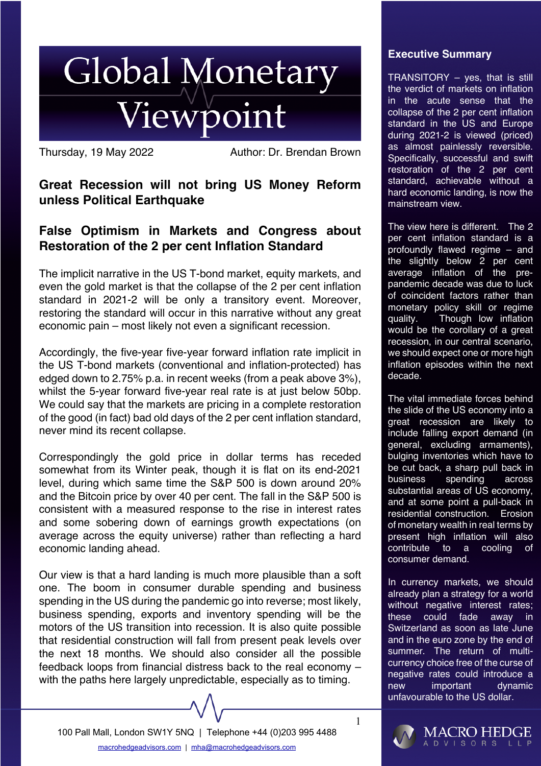# Global Monetary Viewpoint

Thursday, 19 May 2022 Author: Dr. Brendan Brown

## Great Recession will not bring US Money Reform unless Political Earthquake

## False Optimism in Markets and Congress about Restoration of the 2 per cent Inflation Standard

The implicit narrative in the US T-bond market, equity markets, and even the gold market is that the collapse of the 2 per cent inflation standard in 2021-2 will be only a transitory event. Moreover, restoring the standard will occur in this narrative without any great economic pain – most likely not even a significant recession.

Accordingly, the five-year five-year forward inflation rate implicit in the US T-bond markets (conventional and inflation-protected) has edged down to 2.75% p.a. in recent weeks (from a peak above 3%), whilst the 5-year forward five-year real rate is at just below 50bp. We could say that the markets are pricing in a complete restoration of the good (in fact) bad old days of the 2 per cent inflation standard, never mind its recent collapse.

Correspondingly the gold price in dollar terms has receded somewhat from its Winter peak, though it is flat on its end-2021 level, during which same time the S&P 500 is down around 20% and the Bitcoin price by over 40 per cent. The fall in the S&P 500 is consistent with a measured response to the rise in interest rates and some sobering down of earnings growth expectations (on average across the equity universe) rather than reflecting a hard economic landing ahead.

Our view is that a hard landing is much more plausible than a soft one. The boom in consumer durable spending and business spending in the US during the pandemic go into reverse; most likely, business spending, exports and inventory spending will be the motors of the US transition into recession. It is also quite possible that residential construction will fall from present peak levels over the next 18 months. We should also consider all the possible feedback loops from financial distress back to the real economy – with the paths here largely unpredictable, especially as to timing.

### Executive Summary

TRANSITORY – yes, that is still the verdict of markets on inflation in the acute sense that the collapse of the 2 per cent inflation standard in the US and Europe during 2021-2 is viewed (priced) as almost painlessly reversible. Specifically, successful and swift restoration of the 2 per cent standard, achievable without a hard economic landing, is now the mainstream view.

The view here is different. The 2 per cent inflation standard is a profoundly flawed regime – and the slightly below 2 per cent average inflation of the pre-pandemic decade was due to luck of coincident factors rather than monetary policy skill or regime quality. Though low inflation would be the corollary of a great recession, in our central scenario, we should expect one or more high inflation episodes within the next decade.

The vital immediate forces behind the slide of the US economy into a great recession are likely to include falling export demand (in general, excluding armaments), bulging inventories which have to be cut back, a sharp pull back in business spending across substantial areas of US economy, and at some point a pull-back in residential construction. Erosion of monetary wealth in real terms by present high inflation will also contribute to a cooling of consumer demand.

In currency markets, we should already plan a strategy for a world without negative interest rates; these could fade away in Switzerland as soon as late June and in the euro zone by the end of summer. The return of multi-currency choice free of the curse of negative rates could introduce a new important dynamic unfavourable to the US dollar.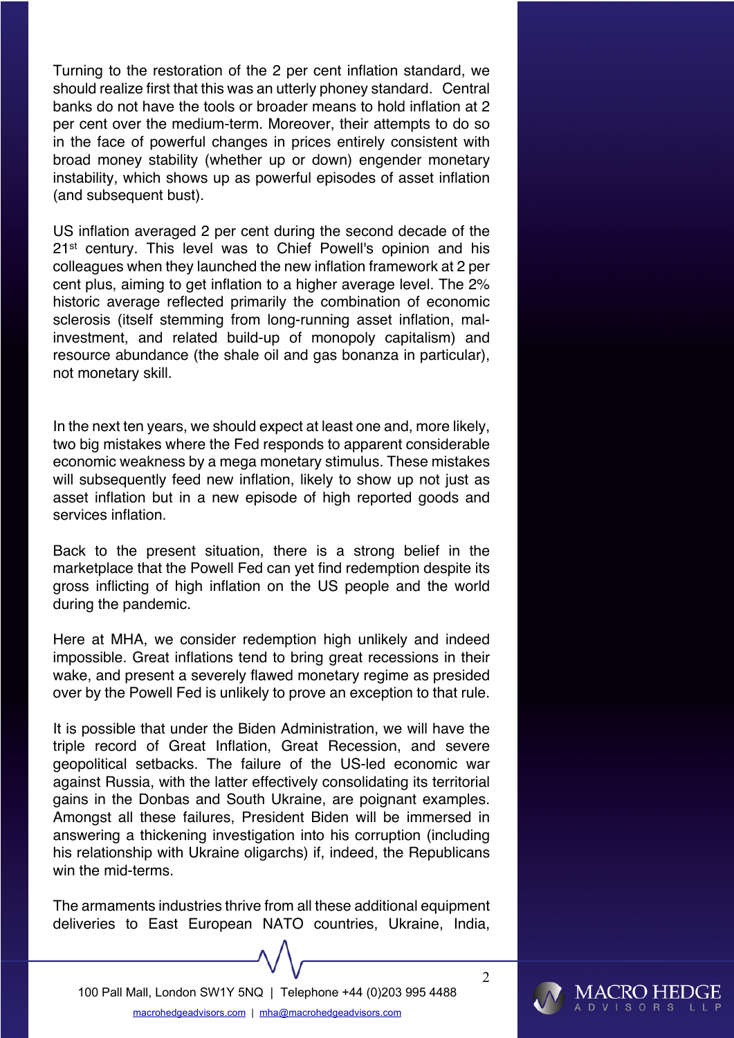Turning to the restoration of the 2 per cent inflation standard, we should realize first that this was an utterly phoney standard. Central banks do not have the tools or broader means to hold inflation at 2 per cent over the medium-term. Moreover, their attempts to do so in the face of powerful changes in prices entirely consistent with broad money stability (whether up or down) engender monetary instability, which shows up as powerful episodes of asset inflation (and subsequent bust).

US inflation averaged 2 per cent during the second decade of the 21st century. This level was to Chief Powell's opinion and his colleagues when they launched the new inflation framework at 2 per cent plus, aiming to get inflation to a higher average level. The 2% historic average reflected primarily the combination of economic sclerosis (itself stemming from long-running asset inflation, mal-investment, and related build-up of monopoly capitalism) and resource abundance (the shale oil and gas bonanza in particular), not monetary skill.

In the next ten years, we should expect at least one and, more likely, two big mistakes where the Fed responds to apparent considerable economic weakness by a mega monetary stimulus. These mistakes will subsequently feed new inflation, likely to show up not just as asset inflation but in a new episode of high reported goods and services inflation.

Back to the present situation, there is a strong belief in the marketplace that the Powell Fed can yet find redemption despite its gross inflicting of high inflation on the US people and the world during the pandemic.

Here at MHA, we consider redemption high unlikely and indeed impossible. Great inflations tend to bring great recessions in their wake, and present a severely flawed monetary regime as presided over by the Powell Fed is unlikely to prove an exception to that rule.

It is possible that under the Biden Administration, we will have the triple record of Great Inflation, Great Recession, and severe geopolitical setbacks. The failure of the US-led economic war against Russia, with the latter effectively consolidating its territorial gains in the Donbas and South Ukraine, are poignant examples. Amongst all these failures, President Biden will be immersed in answering a thickening investigation into his corruption (including his relationship with Ukraine oligarchs) if, indeed, the Republicans win the mid-terms.

The armaments industries thrive from all these additional equipment deliveries to East European NATO countries, Ukraine, India,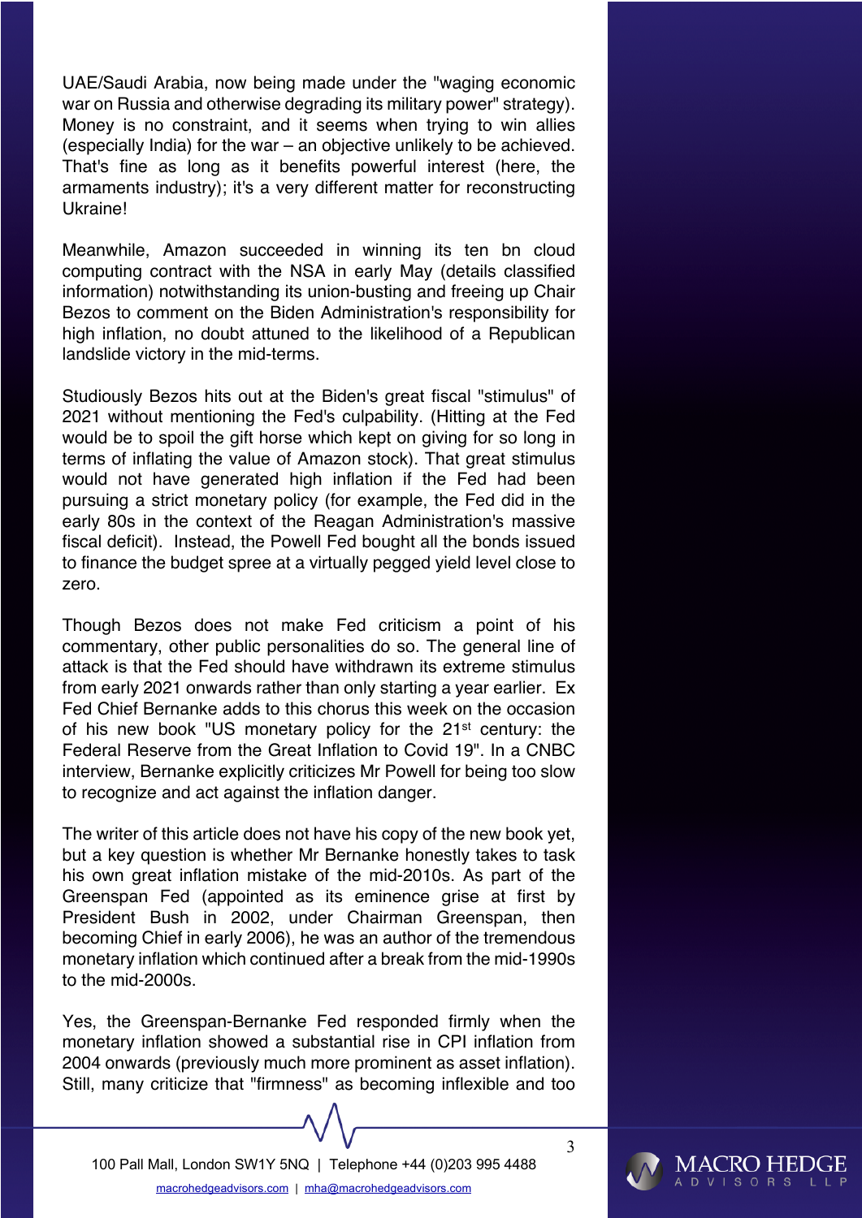UAE/Saudi Arabia, now being made under the "waging economic war on Russia and otherwise degrading its military power" strategy). Money is no constraint, and it seems when trying to win allies (especially India) for the war – an objective unlikely to be achieved. That's fine as long as it benefits powerful interest (here, the armaments industry); it's a very different matter for reconstructing Ukraine!

Meanwhile, Amazon succeeded in winning its ten bn cloud computing contract with the NSA in early May (details classified information) notwithstanding its union-busting and freeing up Chair Bezos to comment on the Biden Administration's responsibility for high inflation, no doubt attuned to the likelihood of a Republican landslide victory in the mid-terms.

Studiously Bezos hits out at the Biden's great fiscal "stimulus" of 2021 without mentioning the Fed's culpability. (Hitting at the Fed would be to spoil the gift horse which kept on giving for so long in terms of inflating the value of Amazon stock). That great stimulus would not have generated high inflation if the Fed had been pursuing a strict monetary policy (for example, the Fed did in the early 80s in the context of the Reagan Administration's massive fiscal deficit). Instead, the Powell Fed bought all the bonds issued to finance the budget spree at a virtually pegged yield level close to zero.

Though Bezos does not make Fed criticism a point of his commentary, other public personalities do so. The general line of attack is that the Fed should have withdrawn its extreme stimulus from early 2021 onwards rather than only starting a year earlier. Ex Fed Chief Bernanke adds to this chorus this week on the occasion of his new book "US monetary policy for the 21st century: the Federal Reserve from the Great Inflation to Covid 19". In a CNBC interview, Bernanke explicitly criticizes Mr Powell for being too slow to recognize and act against the inflation danger.

The writer of this article does not have his copy of the new book yet, but a key question is whether Mr Bernanke honestly takes to task his own great inflation mistake of the mid-2010s. As part of the Greenspan Fed (appointed as its eminence grise at first by President Bush in 2002, under Chairman Greenspan, then becoming Chief in early 2006), he was an author of the tremendous monetary inflation which continued after a break from the mid-1990s to the mid-2000s.

Yes, the Greenspan-Bernanke Fed responded firmly when the monetary inflation showed a substantial rise in CPI inflation from 2004 onwards (previously much more prominent as asset inflation). Still, many criticize that "firmness" as becoming inflexible and too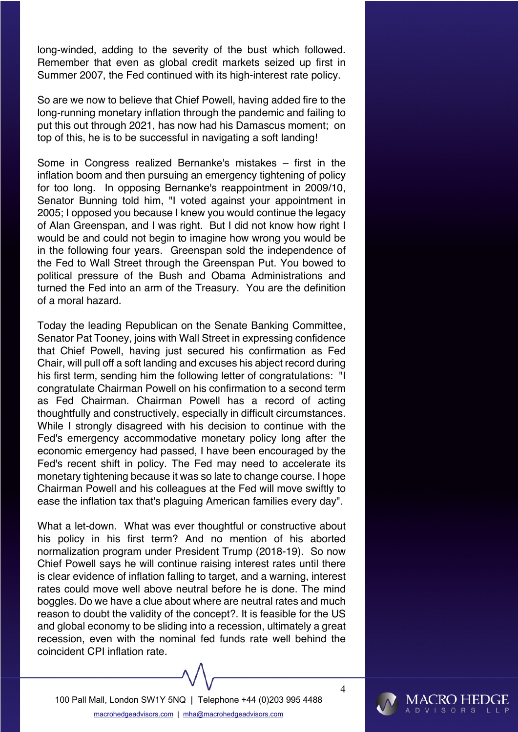long-winded, adding to the severity of the bust which followed. Remember that even as global credit markets seized up first in Summer 2007, the Fed continued with its high-interest rate policy.

So are we now to believe that Chief Powell, having added fire to the long-running monetary inflation through the pandemic and failing to put this out through 2021, has now had his Damascus moment; on top of this, he is to be successful in navigating a soft landing!

Some in Congress realized Bernanke's mistakes – first in the inflation boom and then pursuing an emergency tightening of policy for too long. In opposing Bernanke's reappointment in 2009/10, Senator Bunning told him, "I voted against your appointment in 2005; I opposed you because I knew you would continue the legacy of Alan Greenspan, and I was right. But I did not know how right I would be and could not begin to imagine how wrong you would be in the following four years. Greenspan sold the independence of the Fed to Wall Street through the Greenspan Put. You bowed to political pressure of the Bush and Obama Administrations and turned the Fed into an arm of the Treasury. You are the definition of a moral hazard.

Today the leading Republican on the Senate Banking Committee, Senator Pat Tooney, joins with Wall Street in expressing confidence that Chief Powell, having just secured his confirmation as Fed Chair, will pull off a soft landing and excuses his abject record during his first term, sending him the following letter of congratulations: "I congratulate Chairman Powell on his confirmation to a second term as Fed Chairman. Chairman Powell has a record of acting thoughtfully and constructively, especially in difficult circumstances. While I strongly disagreed with his decision to continue with the Fed's emergency accommodative monetary policy long after the economic emergency had passed, I have been encouraged by the Fed's recent shift in policy. The Fed may need to accelerate its monetary tightening because it was so late to change course. I hope Chairman Powell and his colleagues at the Fed will move swiftly to ease the inflation tax that's plaguing American families every day".

What a let-down. What was ever thoughtful or constructive about his policy in his first term? And no mention of his aborted normalization program under President Trump (2018-19). So now Chief Powell says he will continue raising interest rates until there is clear evidence of inflation falling to target, and a warning, interest rates could move well above neutral before he is done. The mind boggles. Do we have a clue about where are neutral rates and much reason to doubt the validity of the concept?. It is feasible for the US and global economy to be sliding into a recession, ultimately a great recession, even with the nominal fed funds rate well behind the coincident CPI inflation rate.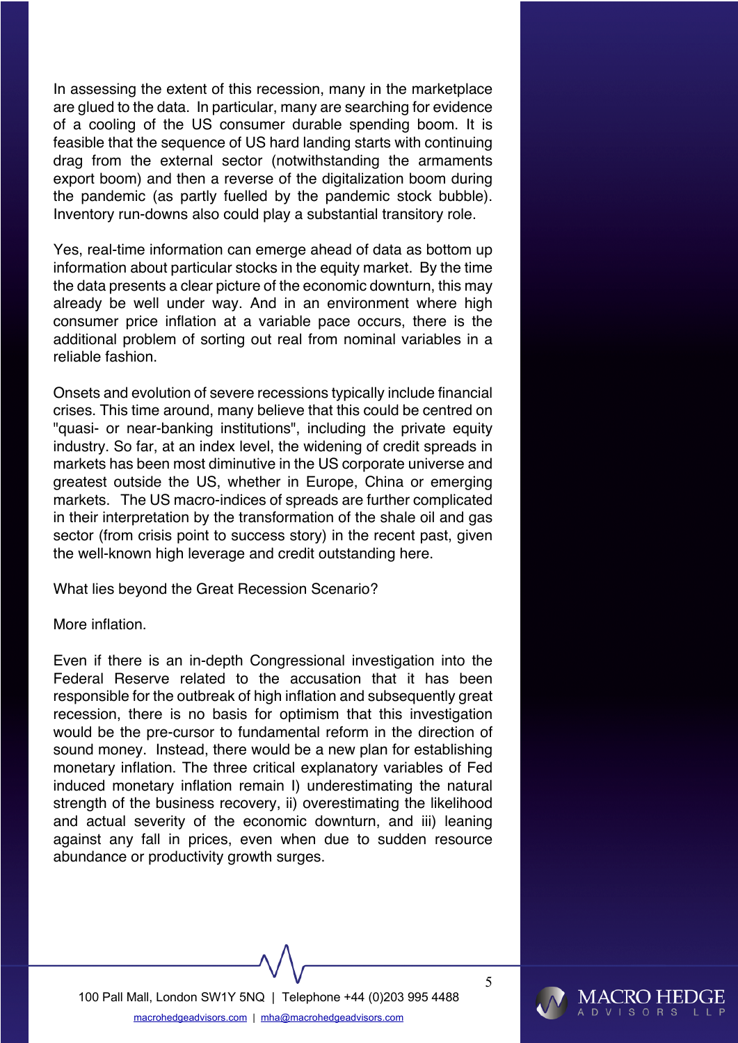In assessing the extent of this recession, many in the marketplace are glued to the data. In particular, many are searching for evidence of a cooling of the US consumer durable spending boom. It is feasible that the sequence of US hard landing starts with continuing drag from the external sector (notwithstanding the armaments export boom) and then a reverse of the digitalization boom during the pandemic (as partly fuelled by the pandemic stock bubble). Inventory run-downs also could play a substantial transitory role.

Yes, real-time information can emerge ahead of data as bottom up information about particular stocks in the equity market. By the time the data presents a clear picture of the economic downturn, this may already be well under way. And in an environment where high consumer price inflation at a variable pace occurs, there is the additional problem of sorting out real from nominal variables in a reliable fashion.

Onsets and evolution of severe recessions typically include financial crises. This time around, many believe that this could be centred on "quasi- or near-banking institutions", including the private equity industry. So far, at an index level, the widening of credit spreads in markets has been most diminutive in the US corporate universe and greatest outside the US, whether in Europe, China or emerging markets. The US macro-indices of spreads are further complicated in their interpretation by the transformation of the shale oil and gas sector (from crisis point to success story) in the recent past, given the well-known high leverage and credit outstanding here.

What lies beyond the Great Recession Scenario?

More inflation.

Even if there is an in-depth Congressional investigation into the Federal Reserve related to the accusation that it has been responsible for the outbreak of high inflation and subsequently great recession, there is no basis for optimism that this investigation would be the pre-cursor to fundamental reform in the direction of sound money. Instead, there would be a new plan for establishing monetary inflation. The three critical explanatory variables of Fed induced monetary inflation remain I) underestimating the natural strength of the business recovery, ii) overestimating the likelihood and actual severity of the economic downturn, and iii) leaning against any fall in prices, even when due to sudden resource abundance or productivity growth surges.